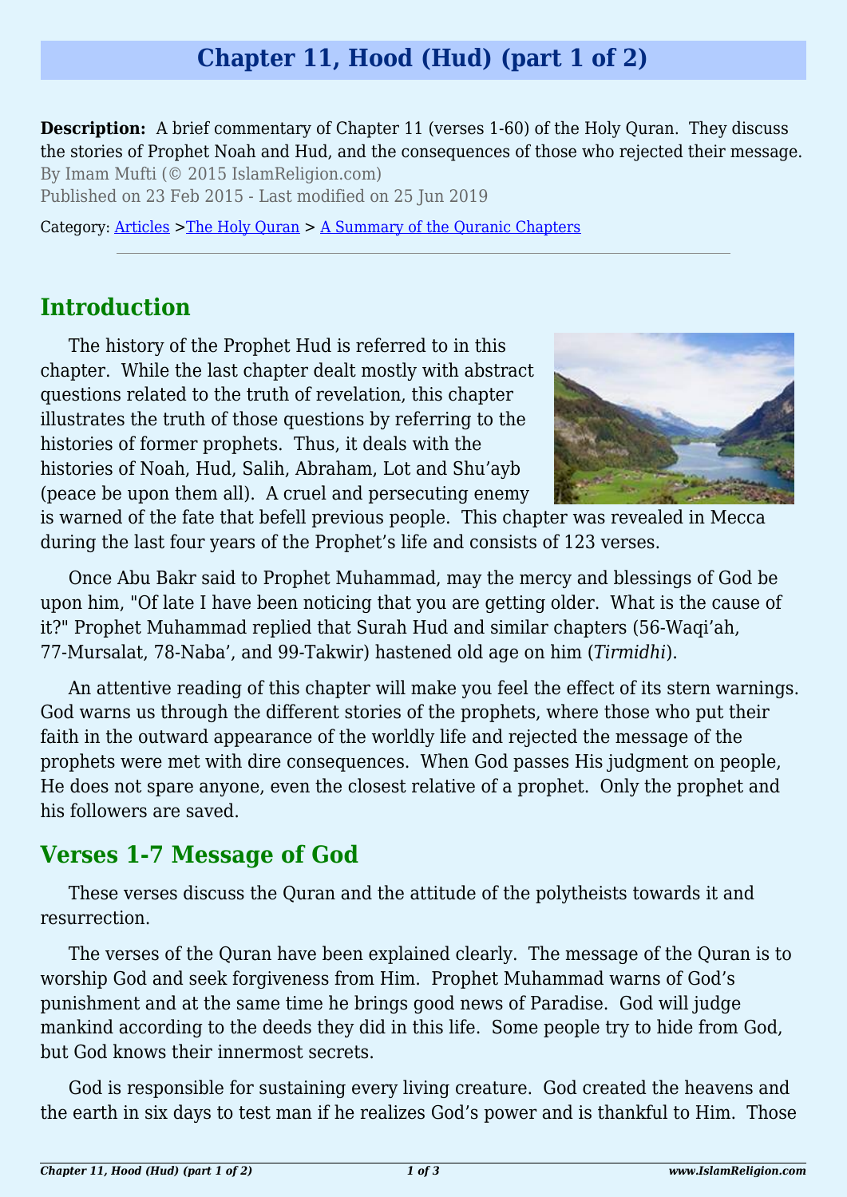# Chapter 11, Hood (Hud) (part 1 of 2)

**Description:** A brief commentary of Chapter 11 (verses 1-60) of the Holy Quran. They discuss the stories of Prophet Noah and Hud, and the consequences of those who rejected their message.

By Imam Mufti (© 2015 IslamReligion.com)

Published on 23 Feb 2015 - Last modified on 25 Jun 2019

Category: Articles >The Holy Quran > A Summary of the Quranic Chapters

---

## Introduction

The history of the Prophet Hud is referred to in this chapter. While the last chapter dealt mostly with abstract questions related to the truth of revelation, this chapter illustrates the truth of those questions by referring to the histories of former prophets. Thus, it deals with the histories of Noah, Hud, Salih, Abraham, Lot and Shu'ayb (peace be upon them all). A cruel and persecuting enemy is warned of the fate that befell previous people. This chapter was revealed in Mecca during the last four years of the Prophet's life and consists of 123 verses.

Once Abu Bakr said to Prophet Muhammad, may the mercy and blessings of God be upon him, "Of late I have been noticing that you are getting older. What is the cause of it?" Prophet Muhammad replied that Surah Hud and similar chapters (56-Waqi'ah, 77-Mursalat, 78-Naba', and 99-Takwir) hastened old age on him (*Tirmidhi*).

An attentive reading of this chapter will make you feel the effect of its stern warnings. God warns us through the different stories of the prophets, where those who put their faith in the outward appearance of the worldly life and rejected the message of the prophets were met with dire consequences. When God passes His judgment on people, He does not spare anyone, even the closest relative of a prophet. Only the prophet and his followers are saved.

## Verses 1-7 Message of God

These verses discuss the Quran and the attitude of the polytheists towards it and resurrection.

The verses of the Quran have been explained clearly. The message of the Quran is to worship God and seek forgiveness from Him. Prophet Muhammad warns of God's punishment and at the same time he brings good news of Paradise. God will judge mankind according to the deeds they did in this life. Some people try to hide from God, but God knows their innermost secrets.

God is responsible for sustaining every living creature. God created the heavens and the earth in six days to test man if he realizes God's power and is thankful to Him. Those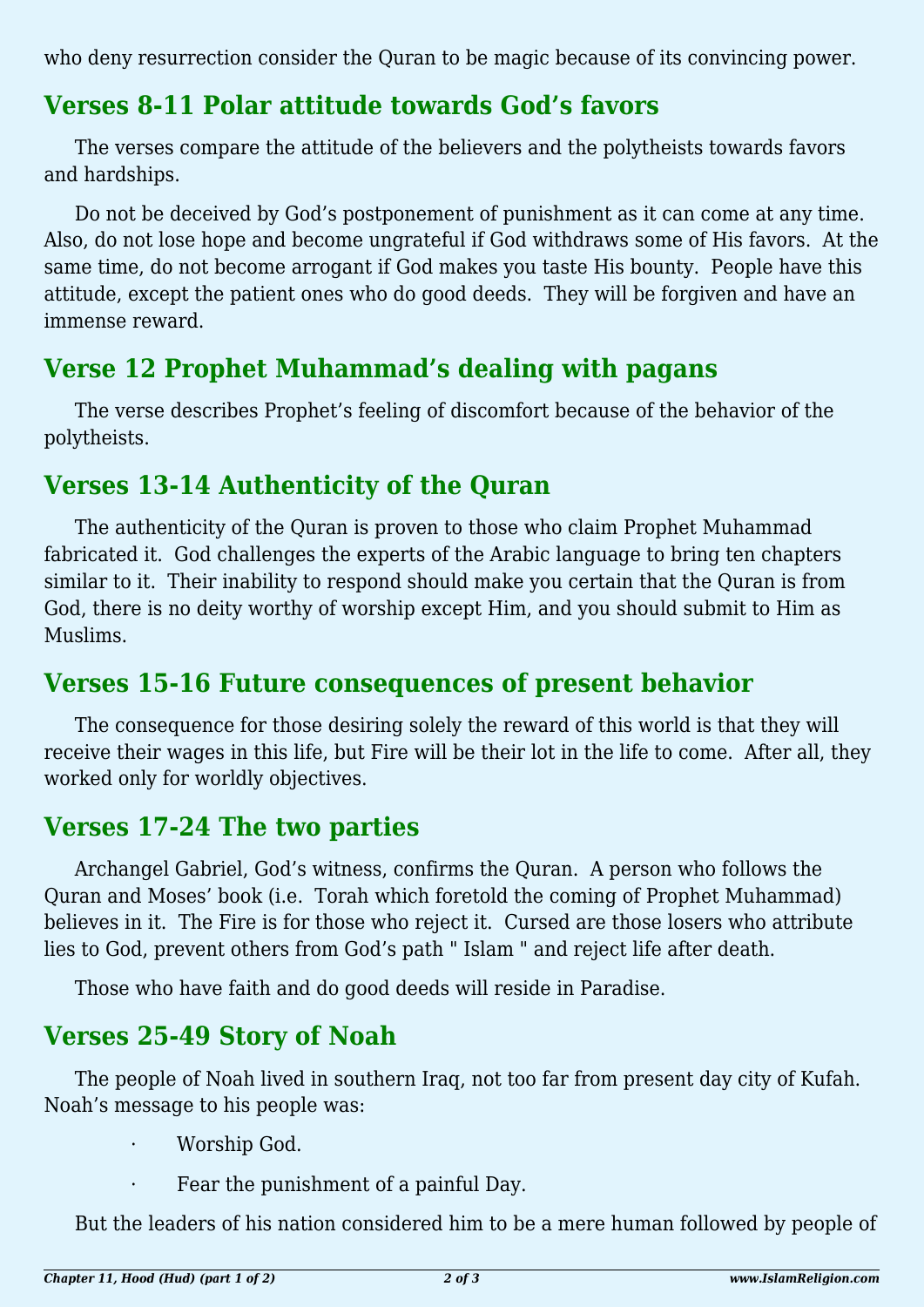who deny resurrection consider the Quran to be magic because of its convincing power.

## Verses 8-11 Polar attitude towards God's favors

The verses compare the attitude of the believers and the polytheists towards favors and hardships.

Do not be deceived by God's postponement of punishment as it can come at any time. Also, do not lose hope and become ungrateful if God withdraws some of His favors. At the same time, do not become arrogant if God makes you taste His bounty. People have this attitude, except the patient ones who do good deeds. They will be forgiven and have an immense reward.

## Verse 12 Prophet Muhammad's dealing with pagans

The verse describes Prophet's feeling of discomfort because of the behavior of the polytheists.

## Verses 13-14 Authenticity of the Quran

The authenticity of the Quran is proven to those who claim Prophet Muhammad fabricated it. God challenges the experts of the Arabic language to bring ten chapters similar to it. Their inability to respond should make you certain that the Quran is from God, there is no deity worthy of worship except Him, and you should submit to Him as Muslims.

## Verses 15-16 Future consequences of present behavior

The consequence for those desiring solely the reward of this world is that they will receive their wages in this life, but Fire will be their lot in the life to come. After all, they worked only for worldly objectives.

## Verses 17-24 The two parties

Archangel Gabriel, God's witness, confirms the Quran. A person who follows the Quran and Moses' book (i.e. Torah which foretold the coming of Prophet Muhammad) believes in it. The Fire is for those who reject it. Cursed are those losers who attribute lies to God, prevent others from God's path " Islam " and reject life after death.

Those who have faith and do good deeds will reside in Paradise.

## Verses 25-49 Story of Noah

The people of Noah lived in southern Iraq, not too far from present day city of Kufah. Noah's message to his people was:

- Worship God.
- Fear the punishment of a painful Day.

But the leaders of his nation considered him to be a mere human followed by people of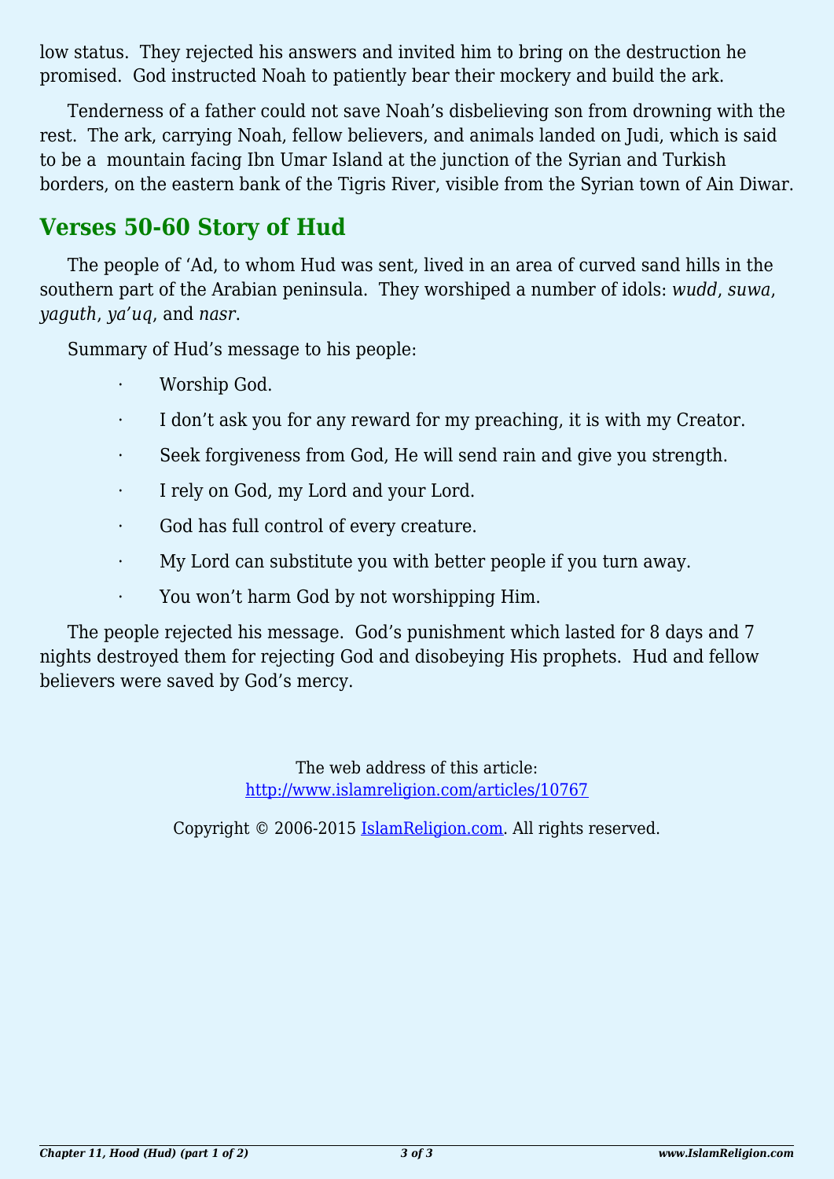low status.  They rejected his answers and invited him to bring on the destruction he promised.  God instructed Noah to patiently bear their mockery and build the ark.

Tenderness of a father could not save Noah's disbelieving son from drowning with the rest.  The ark, carrying Noah, fellow believers, and animals landed on Judi, which is said to be a  mountain facing Ibn Umar Island at the junction of the Syrian and Turkish borders, on the eastern bank of the Tigris River, visible from the Syrian town of Ain Diwar.

## Verses 50-60 Story of Hud

The people of 'Ad, to whom Hud was sent, lived in an area of curved sand hills in the southern part of the Arabian peninsula.  They worshiped a number of idols: *wudd*, *suwa*, *yaguth*, *ya'uq*, and *nasr*.

Summary of Hud's message to his people:

- Worship God.
- I don't ask you for any reward for my preaching, it is with my Creator.
- Seek forgiveness from God, He will send rain and give you strength.
- I rely on God, my Lord and your Lord.
- God has full control of every creature.
- My Lord can substitute you with better people if you turn away.
- You won't harm God by not worshipping Him.

The people rejected his message.  God's punishment which lasted for 8 days and 7 nights destroyed them for rejecting God and disobeying His prophets.  Hud and fellow believers were saved by God's mercy.

The web address of this article:
http://www.islamreligion.com/articles/10767

Copyright © 2006-2015 IslamReligion.com. All rights reserved.